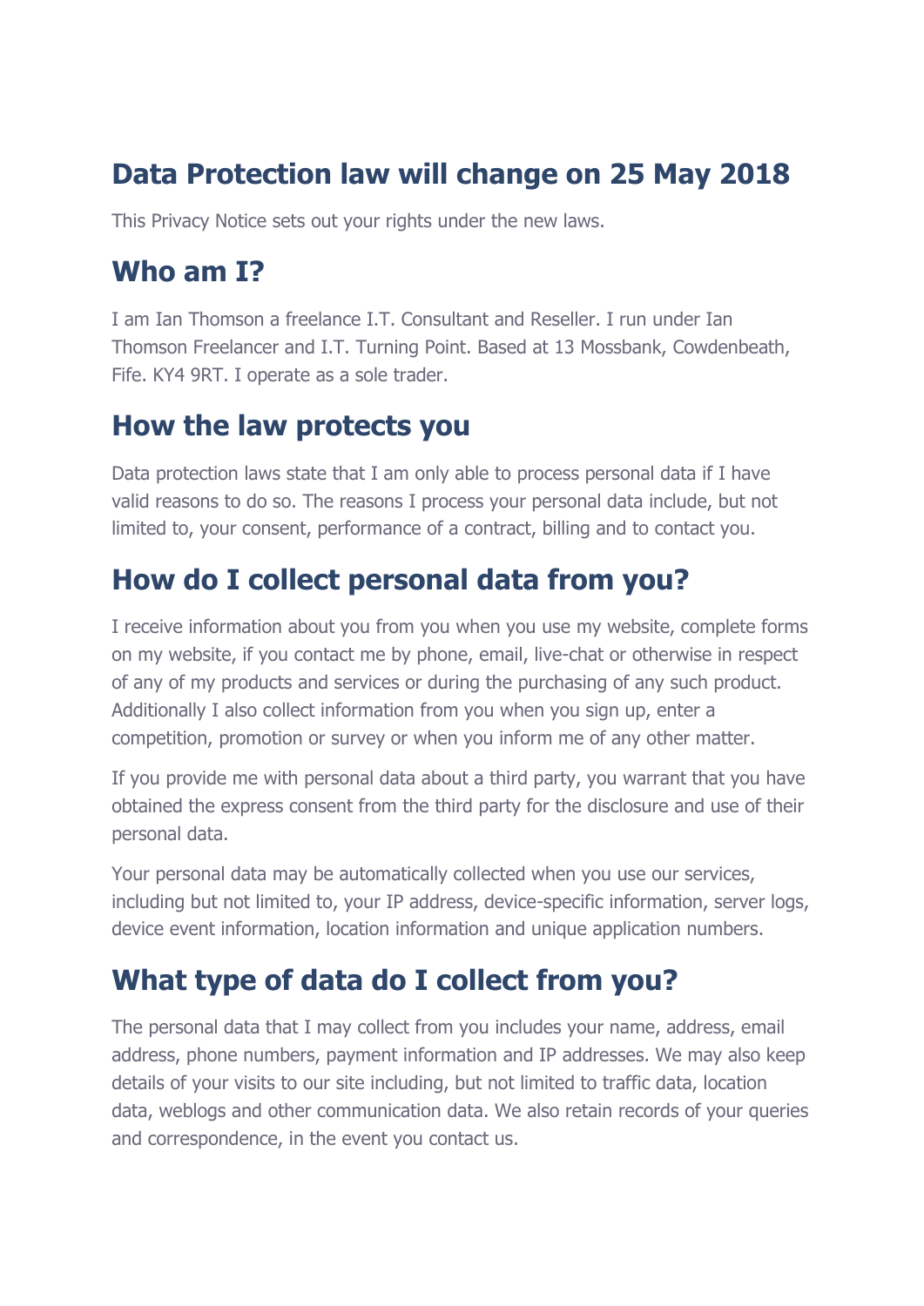## Data Protection law will change on 25 May 2018

This Privacy Notice sets out your rights under the new laws.

## Who am I?

I am Ian Thomson a freelance I.T. Consultant and Reseller. I run under Ian Thomson Freelancer and I.T. Turning Point. Based at 13 Mossbank, Cowdenbeath, Fife. KY4 9RT. I operate as a sole trader.

## How the law protects you

Data protection laws state that I am only able to process personal data if I have valid reasons to do so. The reasons I process your personal data include, but not limited to, your consent, performance of a contract, billing and to contact you.

## How do I collect personal data from you?

I receive information about you from you when you use my website, complete forms on my website, if you contact me by phone, email, live-chat or otherwise in respect of any of my products and services or during the purchasing of any such product. Additionally I also collect information from you when you sign up, enter a competition, promotion or survey or when you inform me of any other matter.

If you provide me with personal data about a third party, you warrant that you have obtained the express consent from the third party for the disclosure and use of their personal data.

Your personal data may be automatically collected when you use our services, including but not limited to, your IP address, device-specific information, server logs, device event information, location information and unique application numbers.

## What type of data do I collect from you?

The personal data that I may collect from you includes your name, address, email address, phone numbers, payment information and IP addresses. We may also keep details of your visits to our site including, but not limited to traffic data, location data, weblogs and other communication data. We also retain records of your queries and correspondence, in the event you contact us.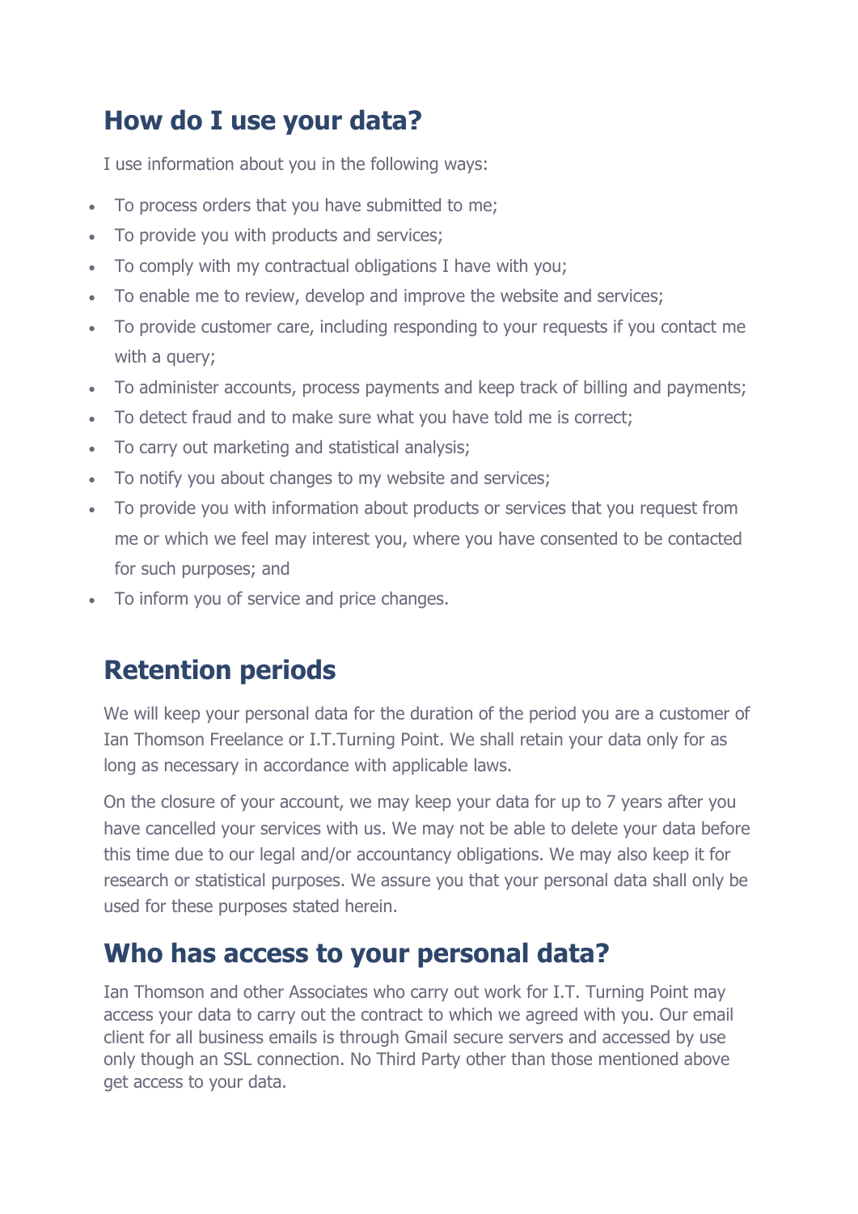## How do I use your data?

I use information about you in the following ways:

- To process orders that you have submitted to me;
- To provide you with products and services;
- To comply with my contractual obligations I have with you;
- To enable me to review, develop and improve the website and services;
- To provide customer care, including responding to your requests if you contact me with a query;
- To administer accounts, process payments and keep track of billing and payments;
- To detect fraud and to make sure what you have told me is correct;
- To carry out marketing and statistical analysis;
- To notify you about changes to my website and services;
- To provide you with information about products or services that you request from me or which we feel may interest you, where you have consented to be contacted for such purposes; and
- To inform you of service and price changes.

## Retention periods

We will keep your personal data for the duration of the period you are a customer of Ian Thomson Freelance or I.T.Turning Point. We shall retain your data only for as long as necessary in accordance with applicable laws.

On the closure of your account, we may keep your data for up to 7 years after you have cancelled your services with us. We may not be able to delete your data before this time due to our legal and/or accountancy obligations. We may also keep it for research or statistical purposes. We assure you that your personal data shall only be used for these purposes stated herein.

## Who has access to your personal data?

Ian Thomson and other Associates who carry out work for I.T. Turning Point may access your data to carry out the contract to which we agreed with you. Our email client for all business emails is through Gmail secure servers and accessed by use only though an SSL connection. No Third Party other than those mentioned above get access to your data.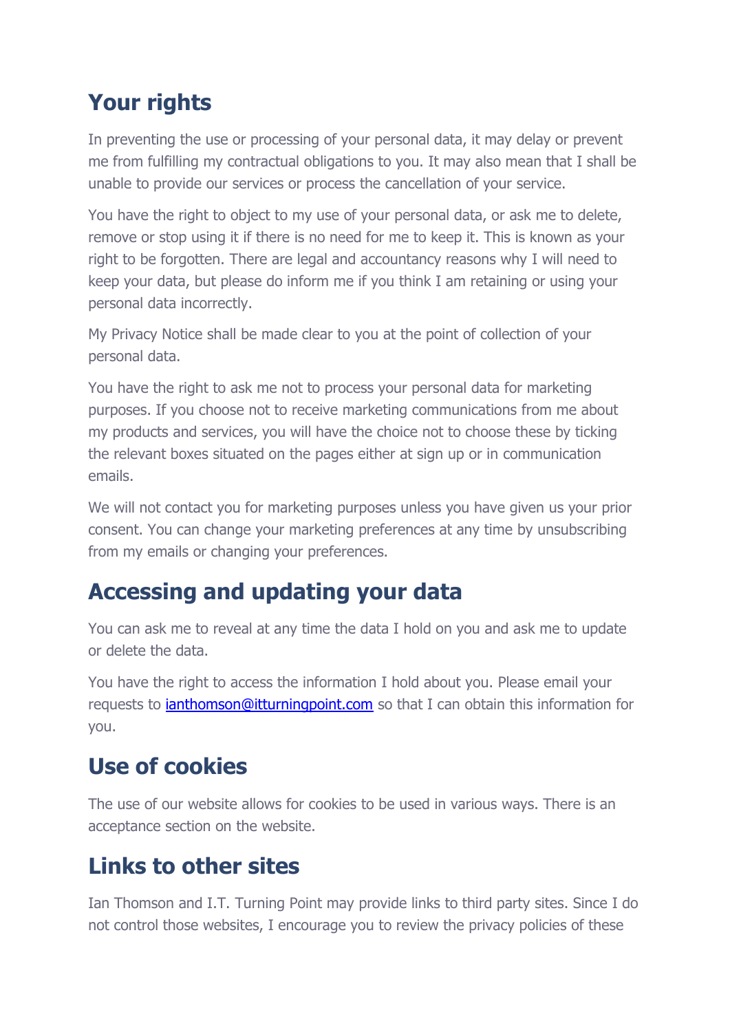## Your rights

In preventing the use or processing of your personal data, it may delay or prevent me from fulfilling my contractual obligations to you. It may also mean that I shall be unable to provide our services or process the cancellation of your service.

You have the right to object to my use of your personal data, or ask me to delete, remove or stop using it if there is no need for me to keep it. This is known as your right to be forgotten. There are legal and accountancy reasons why I will need to keep your data, but please do inform me if you think I am retaining or using your personal data incorrectly.

My Privacy Notice shall be made clear to you at the point of collection of your personal data.

You have the right to ask me not to process your personal data for marketing purposes. If you choose not to receive marketing communications from me about my products and services, you will have the choice not to choose these by ticking the relevant boxes situated on the pages either at sign up or in communication emails.

We will not contact you for marketing purposes unless you have given us your prior consent. You can change your marketing preferences at any time by unsubscribing from my emails or changing your preferences.

## Accessing and updating your data

You can ask me to reveal at any time the data I hold on you and ask me to update or delete the data.

You have the right to access the information I hold about you. Please email your requests to [ianthomson@itturningpoint.com](mailto:ianthomson@itturningpoint.com) so that I can obtain this information for you.

## Use of cookies

The use of our website allows for cookies to be used in various ways. There is an acceptance section on the website.

## Links to other sites

Ian Thomson and I.T. Turning Point may provide links to third party sites. Since I do not control those websites, I encourage you to review the privacy policies of these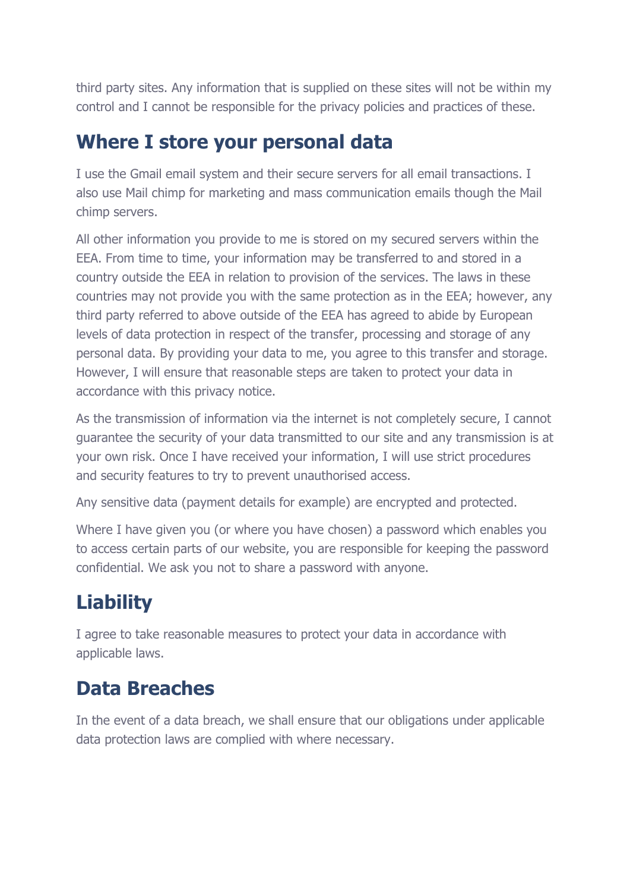third party sites. Any information that is supplied on these sites will not be within my control and I cannot be responsible for the privacy policies and practices of these.

## Where I store your personal data

I use the Gmail email system and their secure servers for all email transactions. I also use Mail chimp for marketing and mass communication emails though the Mail chimp servers.

All other information you provide to me is stored on my secured servers within the EEA. From time to time, your information may be transferred to and stored in a country outside the EEA in relation to provision of the services. The laws in these countries may not provide you with the same protection as in the EEA; however, any third party referred to above outside of the EEA has agreed to abide by European levels of data protection in respect of the transfer, processing and storage of any personal data. By providing your data to me, you agree to this transfer and storage. However, I will ensure that reasonable steps are taken to protect your data in accordance with this privacy notice.

As the transmission of information via the internet is not completely secure, I cannot guarantee the security of your data transmitted to our site and any transmission is at your own risk. Once I have received your information, I will use strict procedures and security features to try to prevent unauthorised access.

Any sensitive data (payment details for example) are encrypted and protected.

Where I have given you (or where you have chosen) a password which enables you to access certain parts of our website, you are responsible for keeping the password confidential. We ask you not to share a password with anyone.

## Liability

I agree to take reasonable measures to protect your data in accordance with applicable laws.

## Data Breaches

In the event of a data breach, we shall ensure that our obligations under applicable data protection laws are complied with where necessary.